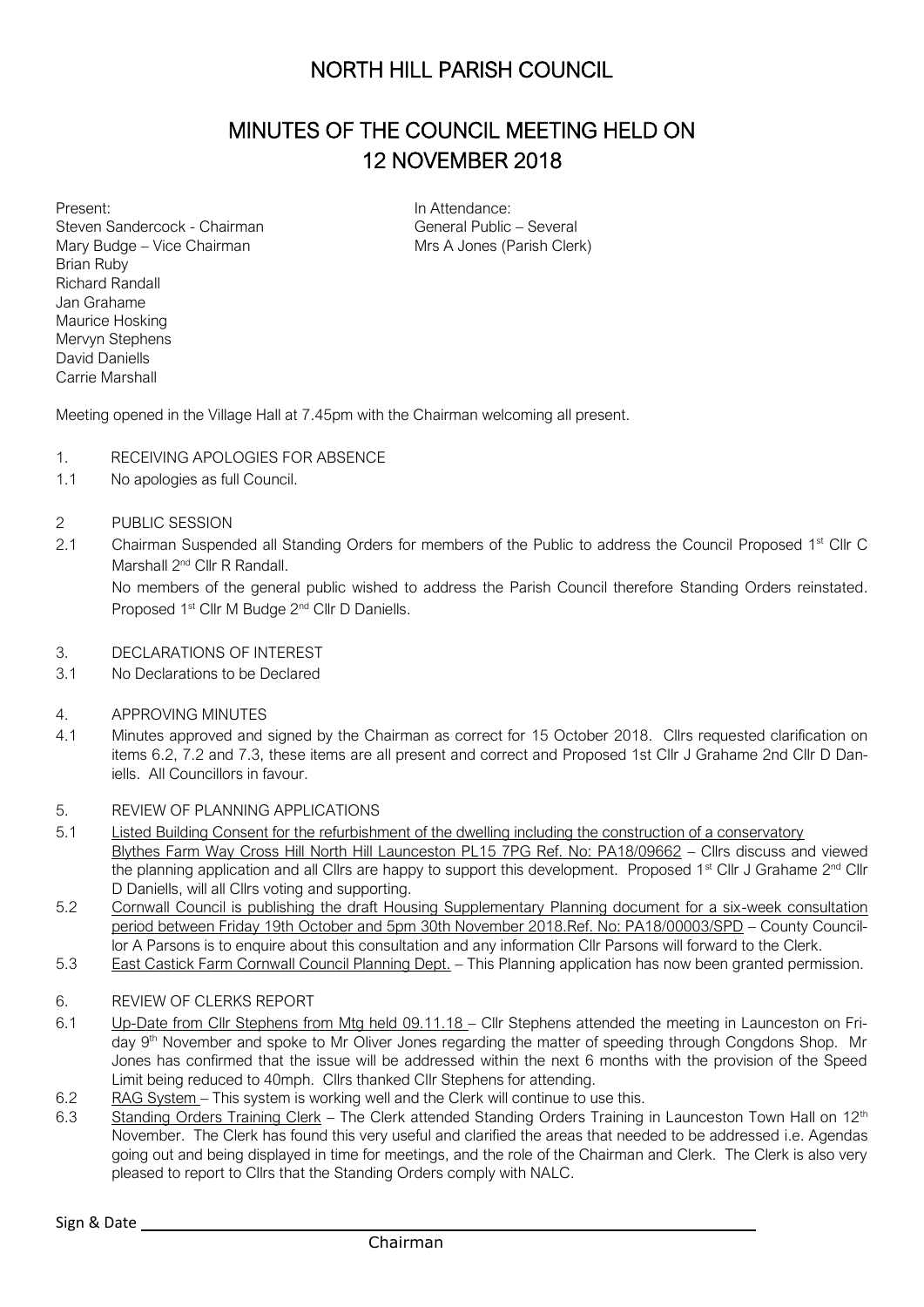# NORTH HILL PARISH COUNCIL

## MINUTES OF THE COUNCIL MEETING HELD ON 12 NOVEMBER 2018

Present:
Steven Sandercock - Chairman
Mary Budge – Vice Chairman
Brian Ruby
Richard Randall
Jan Grahame
Maurice Hosking
Mervyn Stephens
David Daniells
Carrie Marshall

In Attendance:
General Public – Several
Mrs A Jones (Parish Clerk)

Meeting opened in the Village Hall at 7.45pm with the Chairman welcoming all present.

1. RECEIVING APOLOGIES FOR ABSENCE

1.1 No apologies as full Council.

2 PUBLIC SESSION

2.1 Chairman Suspended all Standing Orders for members of the Public to address the Council Proposed 1st Cllr C Marshall 2nd Cllr R Randall.

No members of the general public wished to address the Parish Council therefore Standing Orders reinstated. Proposed 1st Cllr M Budge 2nd Cllr D Daniells.

3. DECLARATIONS OF INTEREST

3.1 No Declarations to be Declared

4. APPROVING MINUTES

4.1 Minutes approved and signed by the Chairman as correct for 15 October 2018. Cllrs requested clarification on items 6.2, 7.2 and 7.3, these items are all present and correct and Proposed 1st Cllr J Grahame 2nd Cllr D Daniells. All Councillors in favour.

5. REVIEW OF PLANNING APPLICATIONS

5.1 Listed Building Consent for the refurbishment of the dwelling including the construction of a conservatory Blythes Farm Way Cross Hill North Hill Launceston PL15 7PG Ref. No: PA18/09662 – Cllrs discuss and viewed the planning application and all Cllrs are happy to support this development. Proposed 1st Cllr J Grahame 2nd Cllr D Daniells, will all Cllrs voting and supporting.

5.2 Cornwall Council is publishing the draft Housing Supplementary Planning document for a six-week consultation period between Friday 19th October and 5pm 30th November 2018.Ref. No: PA18/00003/SPD – County Councillor A Parsons is to enquire about this consultation and any information Cllr Parsons will forward to the Clerk.

5.3 East Castick Farm Cornwall Council Planning Dept. – This Planning application has now been granted permission.

6. REVIEW OF CLERKS REPORT

6.1 Up-Date from Cllr Stephens from Mtg held 09.11.18 – Cllr Stephens attended the meeting in Launceston on Friday 9th November and spoke to Mr Oliver Jones regarding the matter of speeding through Congdons Shop. Mr Jones has confirmed that the issue will be addressed within the next 6 months with the provision of the Speed Limit being reduced to 40mph. Cllrs thanked Cllr Stephens for attending.

6.2 RAG System – This system is working well and the Clerk will continue to use this.

6.3 Standing Orders Training Clerk – The Clerk attended Standing Orders Training in Launceston Town Hall on 12th November. The Clerk has found this very useful and clarified the areas that needed to be addressed i.e. Agendas going out and being displayed in time for meetings, and the role of the Chairman and Clerk. The Clerk is also very pleased to report to Cllrs that the Standing Orders comply with NALC.

Sign & Date ______________________

Chairman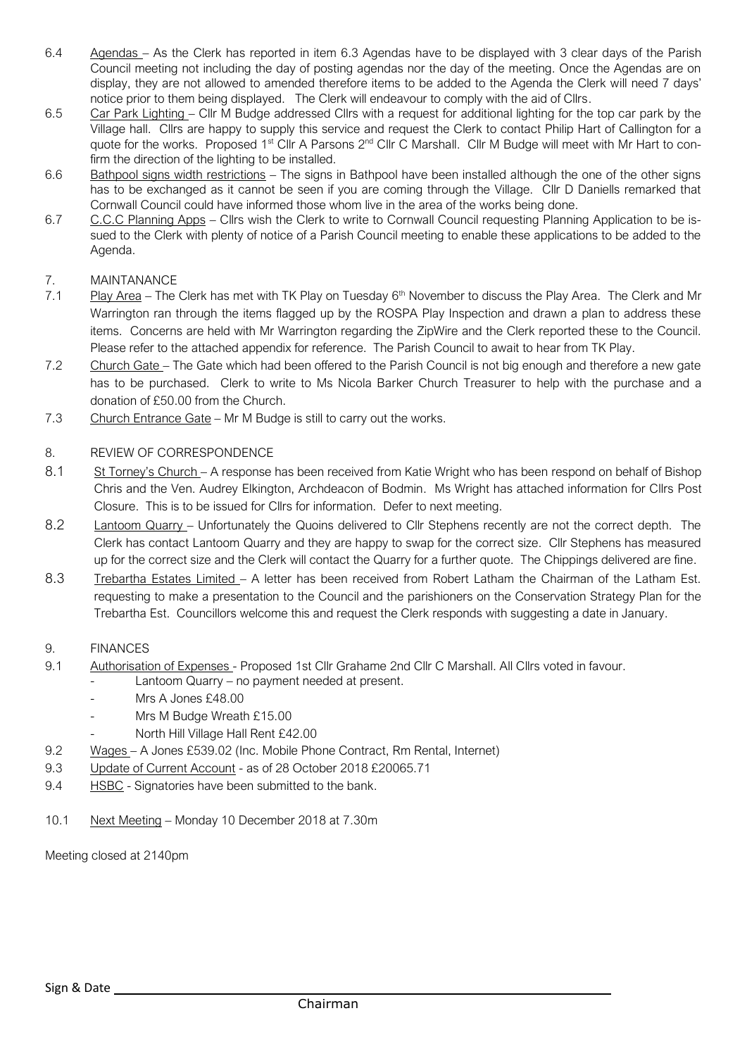6.4 Agendas – As the Clerk has reported in item 6.3 Agendas have to be displayed with 3 clear days of the Parish Council meeting not including the day of posting agendas nor the day of the meeting. Once the Agendas are on display, they are not allowed to amended therefore items to be added to the Agenda the Clerk will need 7 days' notice prior to them being displayed. The Clerk will endeavour to comply with the aid of Cllrs.

6.5 Car Park Lighting – Cllr M Budge addressed Cllrs with a request for additional lighting for the top car park by the Village hall. Cllrs are happy to supply this service and request the Clerk to contact Philip Hart of Callington for a quote for the works. Proposed 1st Cllr A Parsons 2nd Cllr C Marshall. Cllr M Budge will meet with Mr Hart to confirm the direction of the lighting to be installed.

6.6 Bathpool signs width restrictions – The signs in Bathpool have been installed although the one of the other signs has to be exchanged as it cannot be seen if you are coming through the Village. Cllr D Daniells remarked that Cornwall Council could have informed those whom live in the area of the works being done.

6.7 C.C.C Planning Apps – Cllrs wish the Clerk to write to Cornwall Council requesting Planning Application to be issued to the Clerk with plenty of notice of a Parish Council meeting to enable these applications to be added to the Agenda.

7. MAINTANANCE

7.1 Play Area – The Clerk has met with TK Play on Tuesday 6th November to discuss the Play Area. The Clerk and Mr Warrington ran through the items flagged up by the ROSPA Play Inspection and drawn a plan to address these items. Concerns are held with Mr Warrington regarding the ZipWire and the Clerk reported these to the Council. Please refer to the attached appendix for reference. The Parish Council to await to hear from TK Play.

7.2 Church Gate – The Gate which had been offered to the Parish Council is not big enough and therefore a new gate has to be purchased. Clerk to write to Ms Nicola Barker Church Treasurer to help with the purchase and a donation of £50.00 from the Church.

7.3 Church Entrance Gate – Mr M Budge is still to carry out the works.

8. REVIEW OF CORRESPONDENCE

8.1 St Torney's Church – A response has been received from Katie Wright who has been respond on behalf of Bishop Chris and the Ven. Audrey Elkington, Archdeacon of Bodmin. Ms Wright has attached information for Cllrs Post Closure. This is to be issued for Cllrs for information. Defer to next meeting.

8.2 Lantoom Quarry – Unfortunately the Quoins delivered to Cllr Stephens recently are not the correct depth. The Clerk has contact Lantoom Quarry and they are happy to swap for the correct size. Cllr Stephens has measured up for the correct size and the Clerk will contact the Quarry for a further quote. The Chippings delivered are fine.

8.3 Trebartha Estates Limited – A letter has been received from Robert Latham the Chairman of the Latham Est. requesting to make a presentation to the Council and the parishioners on the Conservation Strategy Plan for the Trebartha Est. Councillors welcome this and request the Clerk responds with suggesting a date in January.

9. FINANCES

9.1 Authorisation of Expenses - Proposed 1st Cllr Grahame 2nd Cllr C Marshall. All Cllrs voted in favour.
- Lantoom Quarry – no payment needed at present.
- Mrs A Jones £48.00
- Mrs M Budge Wreath £15.00
- North Hill Village Hall Rent £42.00

9.2 Wages – A Jones £539.02 (Inc. Mobile Phone Contract, Rm Rental, Internet)

9.3 Update of Current Account - as of 28 October 2018 £20065.71

9.4 HSBC - Signatories have been submitted to the bank.

10.1 Next Meeting – Monday 10 December 2018 at 7.30m

Meeting closed at 2140pm

Sign & Date ______________________________

Chairman